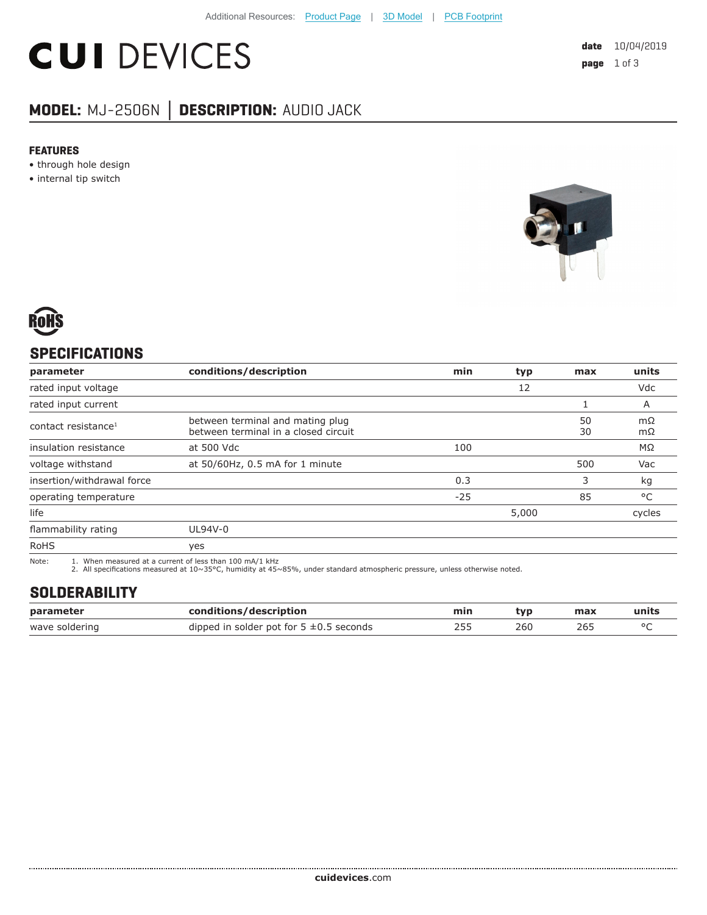Additional Resources: Product Page | 3D Model | PCB Footprint

# CUI DEVICES

**date** 10/04/2019

## MODEL: MJ-2506N │ DESCRIPTION: AUDIO JACK

### FEATURES

- through hole design
- internal tip switch

RoHS

## SPECIFICATIONS

| parameter | conditions/description | min | typ | max | units |
|---|---|---|---|---|---|
| rated input voltage | | | 12 | | Vdc |
| rated input current | | | | 1 | A |
| contact resistance[1] | between terminal and mating plug<br>between terminal in a closed circuit | | | 50<br>30 | mΩ<br>mΩ |
| insulation resistance | at 500 Vdc | 100 | | | MΩ |
| voltage withstand | at 50/60Hz, 0.5 mA for 1 minute | | | 500 | Vac |
| insertion/withdrawal force | | 0.3 | | 3 | kg |
| operating temperature | | -25 | | 85 | °C |
| life | | | 5,000 | | cycles |
| flammability rating | UL94V-0 | | | | |
| RoHS | yes | | | | |

Note:
1. When measured at a current of less than 100 mA/1 kHz
2. All specifications measured at 10~35°C, humidity at 45~85%, under standard atmospheric pressure, unless otherwise noted.

## SOLDERABILITY

| parameter | conditions/description | min | typ | max | units |
|---|---|---|---|---|---|
| wave soldering | dipped in solder pot for 5 ±0.5 seconds | 255 | 260 | 265 | °C |

**cuidevices**.com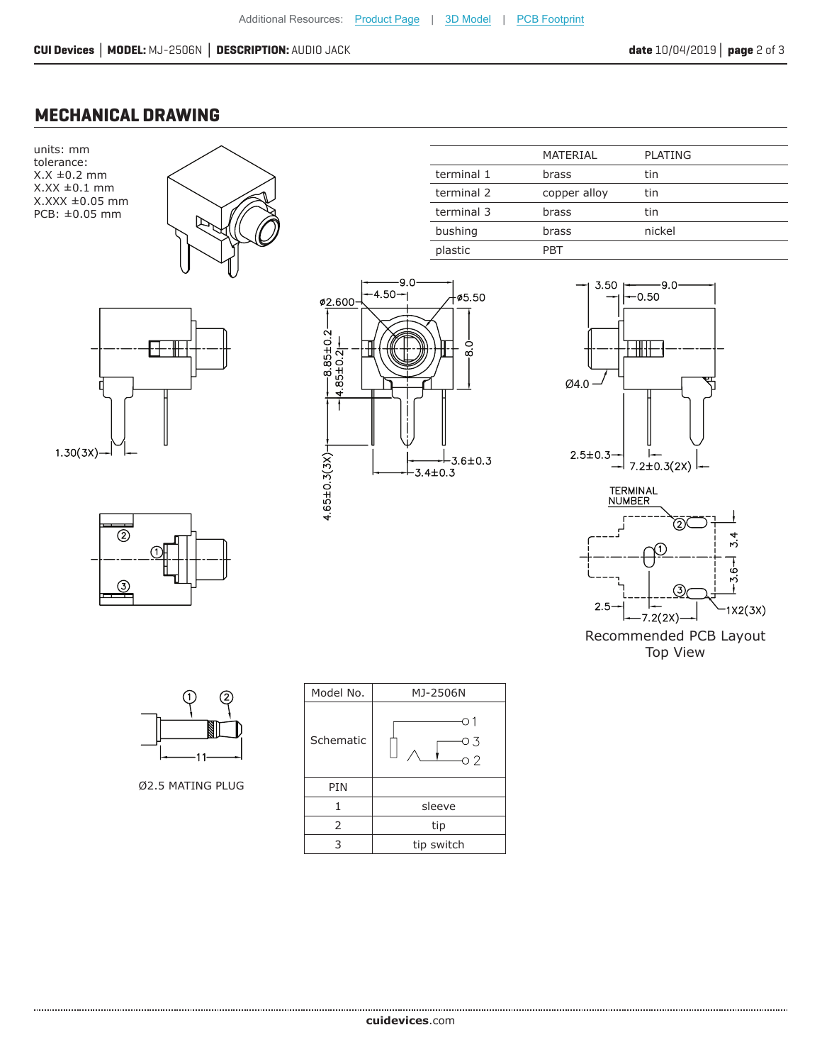## MECHANICAL DRAWING

units: mm
tolerance:
X.X ±0.2 mm
X.XX ±0.1 mm
X.XXX ±0.05 mm
PCB: ±0.05 mm

| | MATERIAL | PLATING |
|---|---|---|
| terminal 1 | brass | tin |
| terminal 2 | copper alloy | tin |
| terminal 3 | brass | tin |
| bushing | brass | nickel |
| plastic | PBT | |

Recommended PCB Layout
Top View

Ø2.5 MATING PLUG

| Model No. | MJ-2506N |
|---|---|
| Schematic | |
| PIN | |
| 1 | sleeve |
| 2 | tip |
| 3 | tip switch |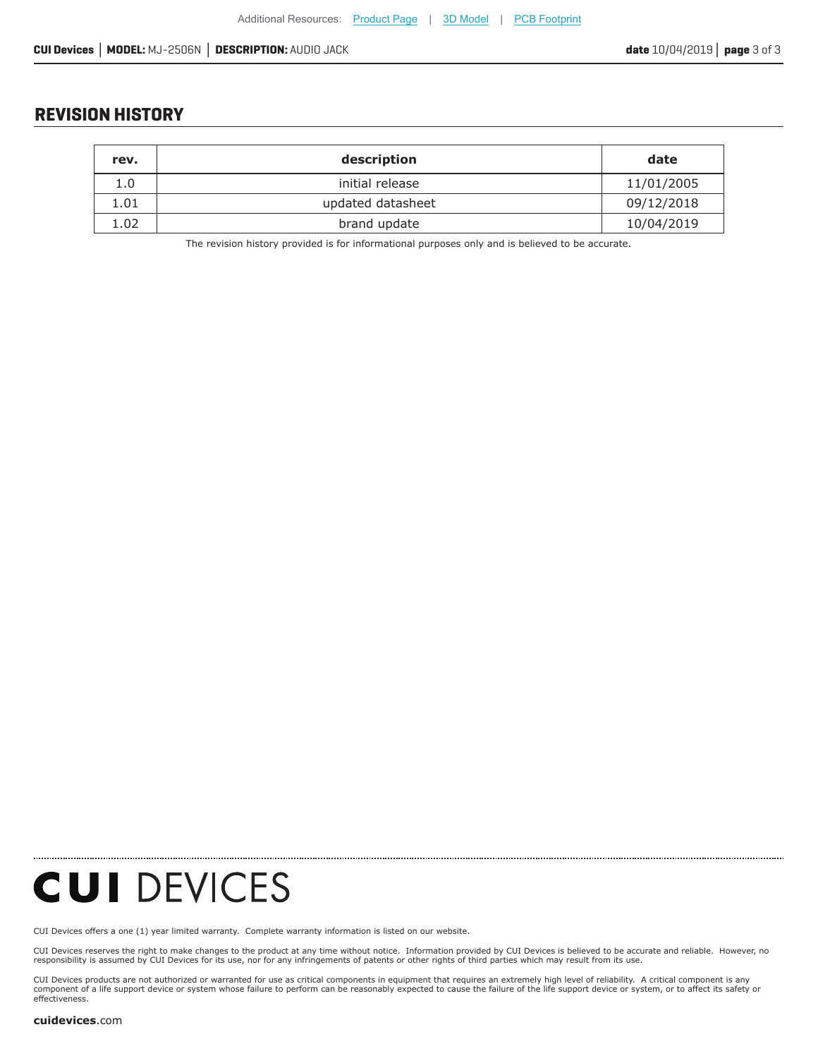## REVISION HISTORY

| rev. | description | date |
| --- | --- | --- |
| 1.0 | initial release | 11/01/2005 |
| 1.01 | updated datasheet | 09/12/2018 |
| 1.02 | brand update | 10/04/2019 |

The revision history provided is for informational purposes only and is believed to be accurate.

**CUI** DEVICES

CUI Devices offers a one (1) year limited warranty. Complete warranty information is listed on our website.

CUI Devices reserves the right to make changes to the product at any time without notice. Information provided by CUI Devices is believed to be accurate and reliable. However, no responsibility is assumed by CUI Devices for its use, nor for any infringements of patents or other rights of third parties which may result from its use.

CUI Devices products are not authorized or warranted for use as critical components in equipment that requires an extremely high level of reliability. A critical component is any component of a life support device or system whose failure to perform can be reasonably expected to cause the failure of the life support device or system, or to affect its safety or effectiveness.

**cuidevices**.com